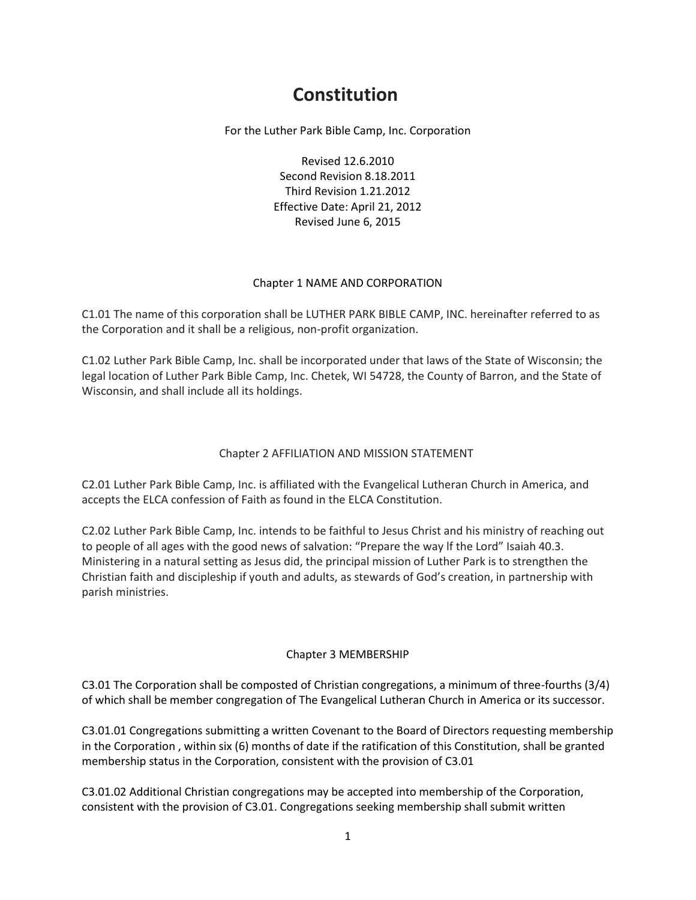# Constitution

For the Luther Park Bible Camp, Inc. Corporation

Revised 12.6.2010
Second Revision 8.18.2011
Third Revision 1.21.2012
Effective Date: April 21, 2012
Revised June 6, 2015

## Chapter 1 NAME AND CORPORATION

C1.01 The name of this corporation shall be LUTHER PARK BIBLE CAMP, INC. hereinafter referred to as the Corporation and it shall be a religious, non-profit organization.

C1.02 Luther Park Bible Camp, Inc. shall be incorporated under that laws of the State of Wisconsin; the legal location of Luther Park Bible Camp, Inc. Chetek, WI 54728, the County of Barron, and the State of Wisconsin, and shall include all its holdings.

## Chapter 2 AFFILIATION AND MISSION STATEMENT

C2.01 Luther Park Bible Camp, Inc. is affiliated with the Evangelical Lutheran Church in America, and accepts the ELCA confession of Faith as found in the ELCA Constitution.

C2.02 Luther Park Bible Camp, Inc. intends to be faithful to Jesus Christ and his ministry of reaching out to people of all ages with the good news of salvation: “Prepare the way lf the Lord” Isaiah 40.3. Ministering in a natural setting as Jesus did, the principal mission of Luther Park is to strengthen the Christian faith and discipleship if youth and adults, as stewards of God’s creation, in partnership with parish ministries.

## Chapter 3 MEMBERSHIP

C3.01 The Corporation shall be composted of Christian congregations, a minimum of three-fourths (3/4) of which shall be member congregation of The Evangelical Lutheran Church in America or its successor.

C3.01.01 Congregations submitting a written Covenant to the Board of Directors requesting membership in the Corporation , within six (6) months of date if the ratification of this Constitution, shall be granted membership status in the Corporation, consistent with the provision of C3.01

C3.01.02 Additional Christian congregations may be accepted into membership of the Corporation, consistent with the provision of C3.01. Congregations seeking membership shall submit written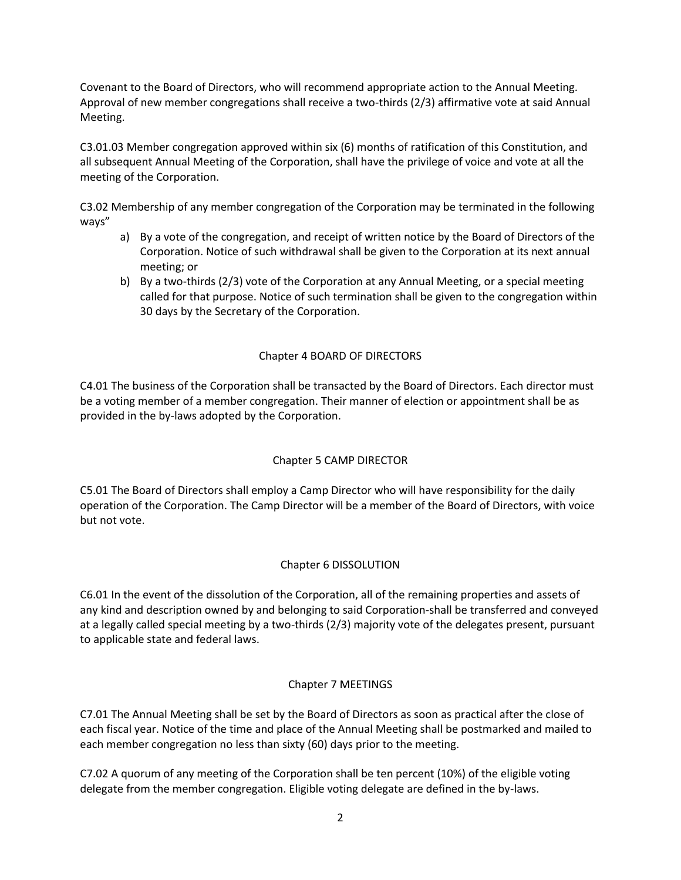Covenant to the Board of Directors, who will recommend appropriate action to the Annual Meeting. Approval of new member congregations shall receive a two-thirds (2/3) affirmative vote at said Annual Meeting.

C3.01.03 Member congregation approved within six (6) months of ratification of this Constitution, and all subsequent Annual Meeting of the Corporation, shall have the privilege of voice and vote at all the meeting of the Corporation.

C3.02 Membership of any member congregation of the Corporation may be terminated in the following ways"

a) By a vote of the congregation, and receipt of written notice by the Board of Directors of the Corporation. Notice of such withdrawal shall be given to the Corporation at its next annual meeting; or
b) By a two-thirds (2/3) vote of the Corporation at any Annual Meeting, or a special meeting called for that purpose. Notice of such termination shall be given to the congregation within 30 days by the Secretary of the Corporation.

## Chapter 4 BOARD OF DIRECTORS

C4.01 The business of the Corporation shall be transacted by the Board of Directors. Each director must be a voting member of a member congregation. Their manner of election or appointment shall be as provided in the by-laws adopted by the Corporation.

## Chapter 5 CAMP DIRECTOR

C5.01 The Board of Directors shall employ a Camp Director who will have responsibility for the daily operation of the Corporation. The Camp Director will be a member of the Board of Directors, with voice but not vote.

## Chapter 6 DISSOLUTION

C6.01 In the event of the dissolution of the Corporation, all of the remaining properties and assets of any kind and description owned by and belonging to said Corporation-shall be transferred and conveyed at a legally called special meeting by a two-thirds (2/3) majority vote of the delegates present, pursuant to applicable state and federal laws.

## Chapter 7 MEETINGS

C7.01 The Annual Meeting shall be set by the Board of Directors as soon as practical after the close of each fiscal year. Notice of the time and place of the Annual Meeting shall be postmarked and mailed to each member congregation no less than sixty (60) days prior to the meeting.

C7.02 A quorum of any meeting of the Corporation shall be ten percent (10%) of the eligible voting delegate from the member congregation. Eligible voting delegate are defined in the by-laws.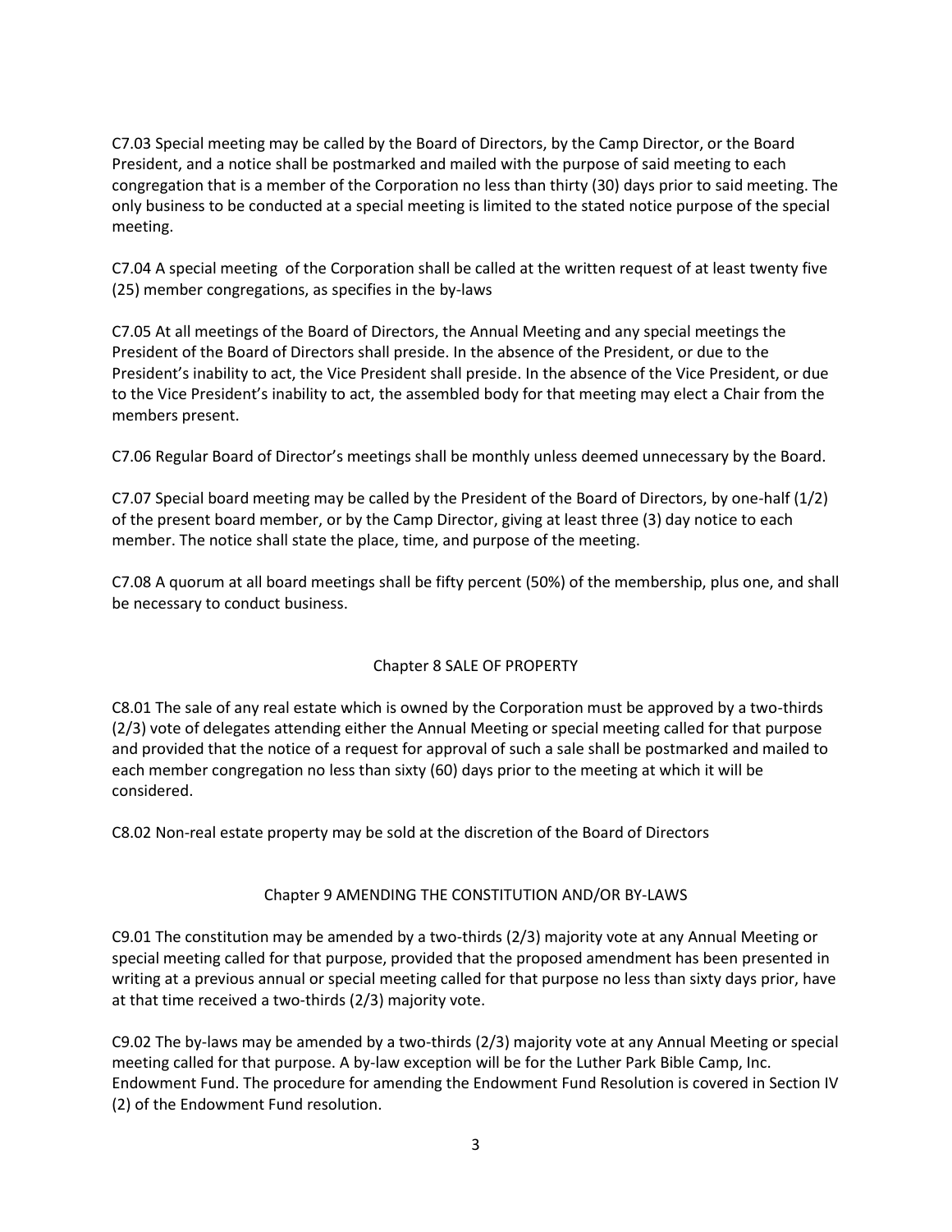C7.03 Special meeting may be called by the Board of Directors, by the Camp Director, or the Board President, and a notice shall be postmarked and mailed with the purpose of said meeting to each congregation that is a member of the Corporation no less than thirty (30) days prior to said meeting. The only business to be conducted at a special meeting is limited to the stated notice purpose of the special meeting.

C7.04 A special meeting of the Corporation shall be called at the written request of at least twenty five (25) member congregations, as specifies in the by-laws

C7.05 At all meetings of the Board of Directors, the Annual Meeting and any special meetings the President of the Board of Directors shall preside. In the absence of the President, or due to the President's inability to act, the Vice President shall preside. In the absence of the Vice President, or due to the Vice President's inability to act, the assembled body for that meeting may elect a Chair from the members present.

C7.06 Regular Board of Director's meetings shall be monthly unless deemed unnecessary by the Board.

C7.07 Special board meeting may be called by the President of the Board of Directors, by one-half (1/2) of the present board member, or by the Camp Director, giving at least three (3) day notice to each member. The notice shall state the place, time, and purpose of the meeting.

C7.08 A quorum at all board meetings shall be fifty percent (50%) of the membership, plus one, and shall be necessary to conduct business.

## Chapter 8 SALE OF PROPERTY

C8.01 The sale of any real estate which is owned by the Corporation must be approved by a two-thirds (2/3) vote of delegates attending either the Annual Meeting or special meeting called for that purpose and provided that the notice of a request for approval of such a sale shall be postmarked and mailed to each member congregation no less than sixty (60) days prior to the meeting at which it will be considered.

C8.02 Non-real estate property may be sold at the discretion of the Board of Directors

## Chapter 9 AMENDING THE CONSTITUTION AND/OR BY-LAWS

C9.01 The constitution may be amended by a two-thirds (2/3) majority vote at any Annual Meeting or special meeting called for that purpose, provided that the proposed amendment has been presented in writing at a previous annual or special meeting called for that purpose no less than sixty days prior, have at that time received a two-thirds (2/3) majority vote.

C9.02 The by-laws may be amended by a two-thirds (2/3) majority vote at any Annual Meeting or special meeting called for that purpose. A by-law exception will be for the Luther Park Bible Camp, Inc. Endowment Fund. The procedure for amending the Endowment Fund Resolution is covered in Section IV (2) of the Endowment Fund resolution.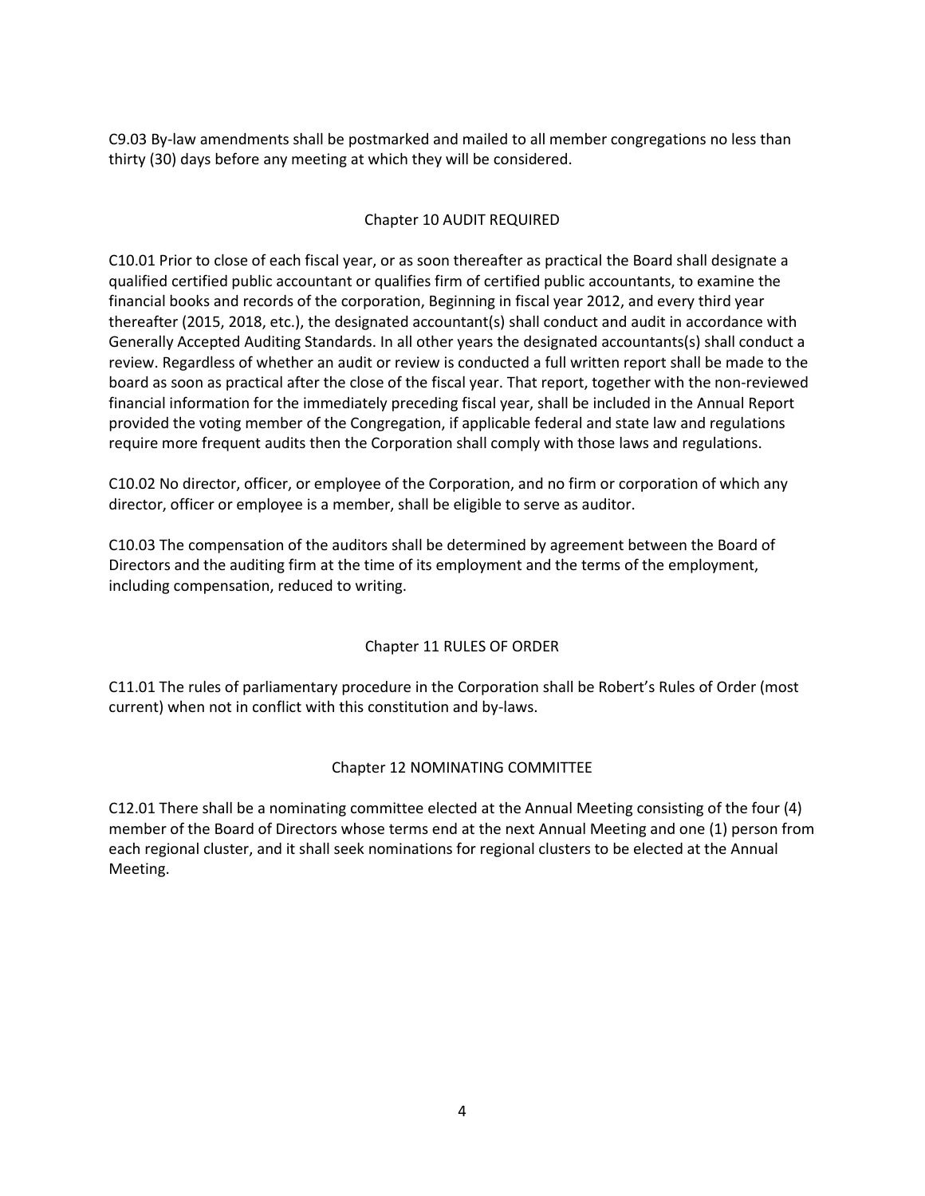C9.03 By-law amendments shall be postmarked and mailed to all member congregations no less than thirty (30) days before any meeting at which they will be considered.

## Chapter 10 AUDIT REQUIRED

C10.01 Prior to close of each fiscal year, or as soon thereafter as practical the Board shall designate a qualified certified public accountant or qualifies firm of certified public accountants, to examine the financial books and records of the corporation, Beginning in fiscal year 2012, and every third year thereafter (2015, 2018, etc.), the designated accountant(s) shall conduct and audit in accordance with Generally Accepted Auditing Standards. In all other years the designated accountants(s) shall conduct a review. Regardless of whether an audit or review is conducted a full written report shall be made to the board as soon as practical after the close of the fiscal year. That report, together with the non-reviewed financial information for the immediately preceding fiscal year, shall be included in the Annual Report provided the voting member of the Congregation, if applicable federal and state law and regulations require more frequent audits then the Corporation shall comply with those laws and regulations.

C10.02 No director, officer, or employee of the Corporation, and no firm or corporation of which any director, officer or employee is a member, shall be eligible to serve as auditor.

C10.03 The compensation of the auditors shall be determined by agreement between the Board of Directors and the auditing firm at the time of its employment and the terms of the employment, including compensation, reduced to writing.

## Chapter 11 RULES OF ORDER

C11.01 The rules of parliamentary procedure in the Corporation shall be Robert's Rules of Order (most current) when not in conflict with this constitution and by-laws.

## Chapter 12 NOMINATING COMMITTEE

C12.01 There shall be a nominating committee elected at the Annual Meeting consisting of the four (4) member of the Board of Directors whose terms end at the next Annual Meeting and one (1) person from each regional cluster, and it shall seek nominations for regional clusters to be elected at the Annual Meeting.